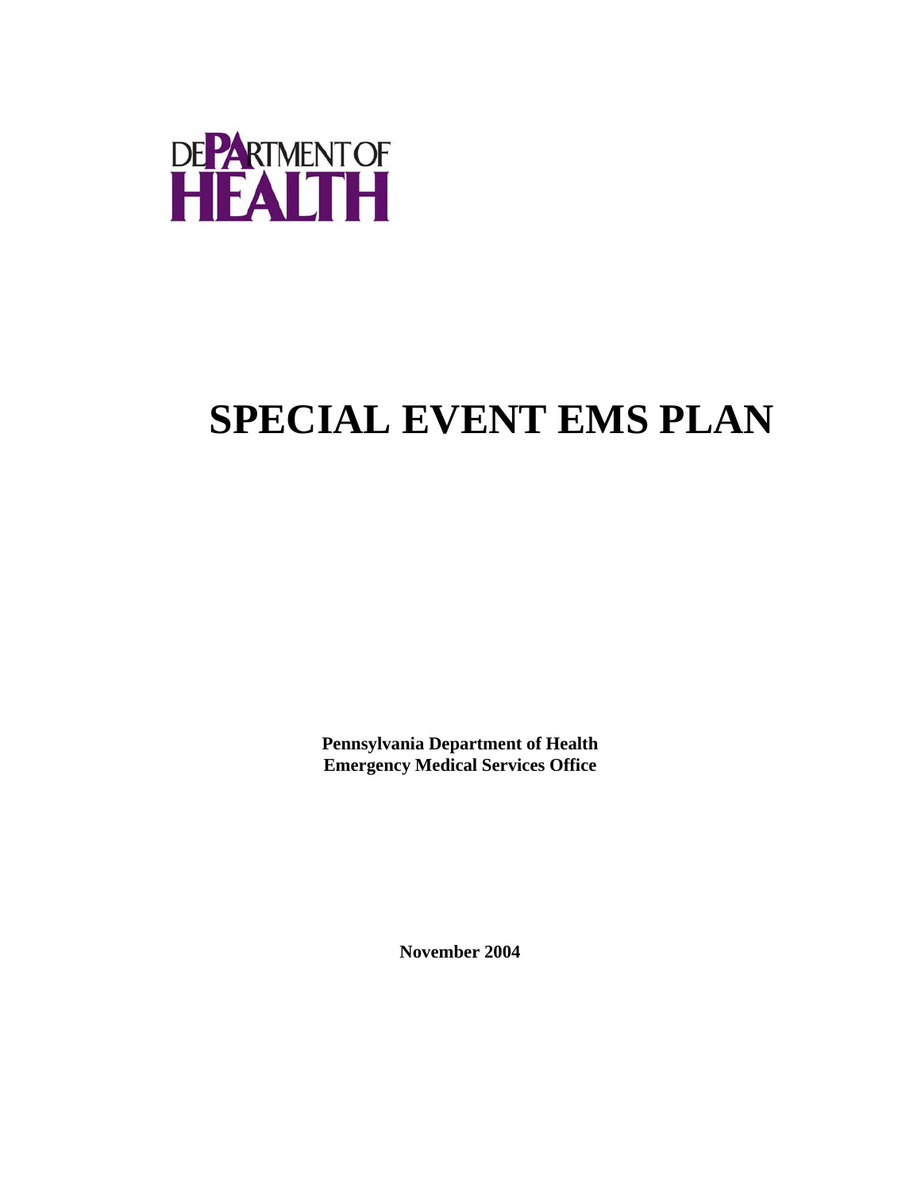DEPARTMENT OF HEALTH

# SPECIAL EVENT EMS PLAN

**Pennsylvania Department of Health**
**Emergency Medical Services Office**

**November 2004**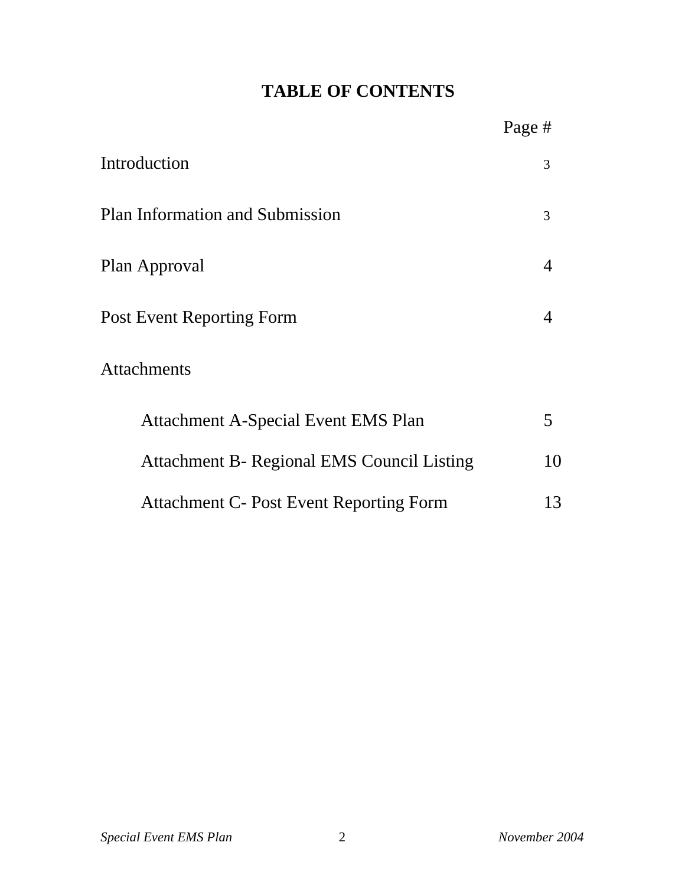# TABLE OF CONTENTS

| | Page # |
|---|---|
| Introduction | 3 |
| Plan Information and Submission | 3 |
| Plan Approval | 4 |
| Post Event Reporting Form | 4 |
| Attachments | |
| Attachment A-Special Event EMS Plan | 5 |
| Attachment B- Regional EMS Council Listing | 10 |
| Attachment C- Post Event Reporting Form | 13 |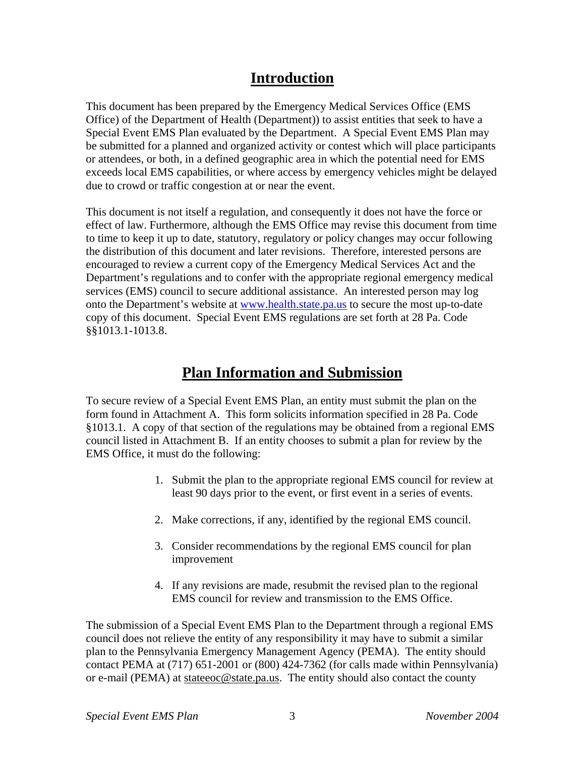# Introduction

This document has been prepared by the Emergency Medical Services Office (EMS Office) of the Department of Health (Department)) to assist entities that seek to have a Special Event EMS Plan evaluated by the Department. A Special Event EMS Plan may be submitted for a planned and organized activity or contest which will place participants or attendees, or both, in a defined geographic area in which the potential need for EMS exceeds local EMS capabilities, or where access by emergency vehicles might be delayed due to crowd or traffic congestion at or near the event.

This document is not itself a regulation, and consequently it does not have the force or effect of law. Furthermore, although the EMS Office may revise this document from time to time to keep it up to date, statutory, regulatory or policy changes may occur following the distribution of this document and later revisions. Therefore, interested persons are encouraged to review a current copy of the Emergency Medical Services Act and the Department's regulations and to confer with the appropriate regional emergency medical services (EMS) council to secure additional assistance. An interested person may log onto the Department's website at [www.health.state.pa.us](www.health.state.pa.us) to secure the most up-to-date copy of this document. Special Event EMS regulations are set forth at 28 Pa. Code §§1013.1-1013.8.

# Plan Information and Submission

To secure review of a Special Event EMS Plan, an entity must submit the plan on the form found in Attachment A. This form solicits information specified in 28 Pa. Code §1013.1. A copy of that section of the regulations may be obtained from a regional EMS council listed in Attachment B. If an entity chooses to submit a plan for review by the EMS Office, it must do the following:

1. Submit the plan to the appropriate regional EMS council for review at least 90 days prior to the event, or first event in a series of events.
2. Make corrections, if any, identified by the regional EMS council.
3. Consider recommendations by the regional EMS council for plan improvement
4. If any revisions are made, resubmit the revised plan to the regional EMS council for review and transmission to the EMS Office.

The submission of a Special Event EMS Plan to the Department through a regional EMS council does not relieve the entity of any responsibility it may have to submit a similar plan to the Pennsylvania Emergency Management Agency (PEMA). The entity should contact PEMA at (717) 651-2001 or (800) 424-7362 (for calls made within Pennsylvania) or e-mail (PEMA) at stateeoc@state.pa.us. The entity should also contact the county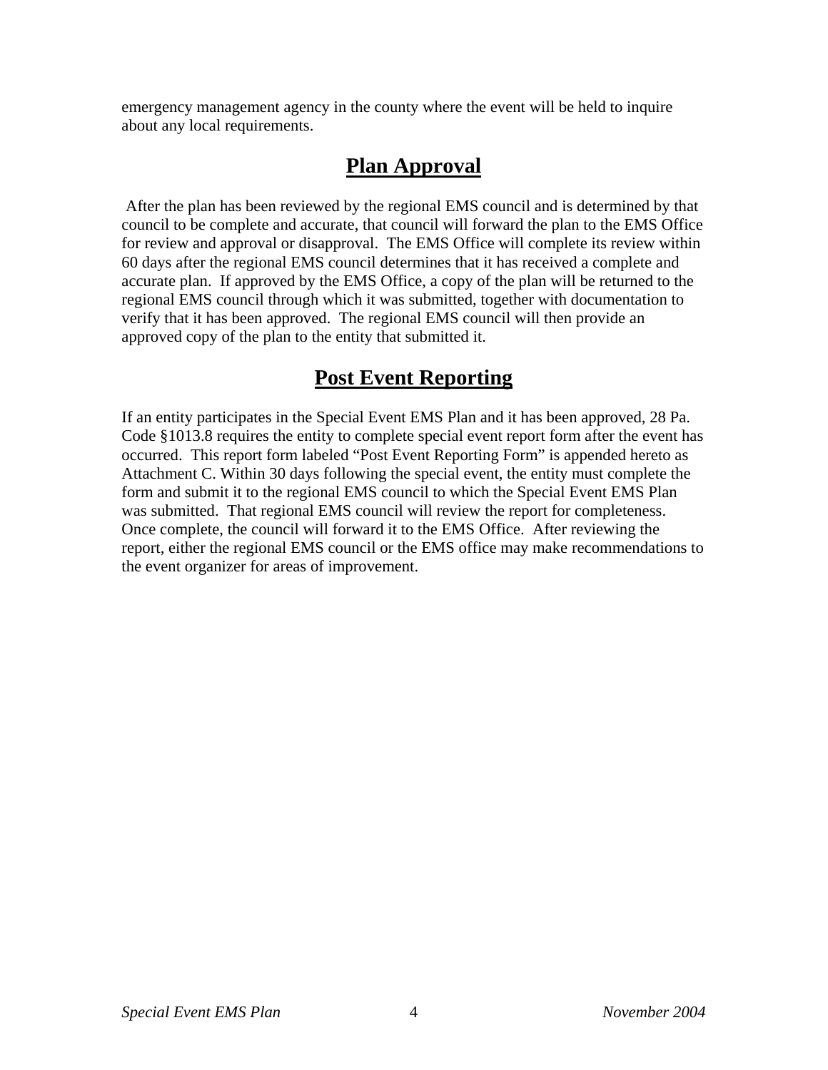emergency management agency in the county where the event will be held to inquire about any local requirements.

## Plan Approval

After the plan has been reviewed by the regional EMS council and is determined by that council to be complete and accurate, that council will forward the plan to the EMS Office for review and approval or disapproval. The EMS Office will complete its review within 60 days after the regional EMS council determines that it has received a complete and accurate plan. If approved by the EMS Office, a copy of the plan will be returned to the regional EMS council through which it was submitted, together with documentation to verify that it has been approved. The regional EMS council will then provide an approved copy of the plan to the entity that submitted it.

## Post Event Reporting

If an entity participates in the Special Event EMS Plan and it has been approved, 28 Pa. Code §1013.8 requires the entity to complete special event report form after the event has occurred. This report form labeled "Post Event Reporting Form" is appended hereto as Attachment C. Within 30 days following the special event, the entity must complete the form and submit it to the regional EMS council to which the Special Event EMS Plan was submitted. That regional EMS council will review the report for completeness. Once complete, the council will forward it to the EMS Office. After reviewing the report, either the regional EMS council or the EMS office may make recommendations to the event organizer for areas of improvement.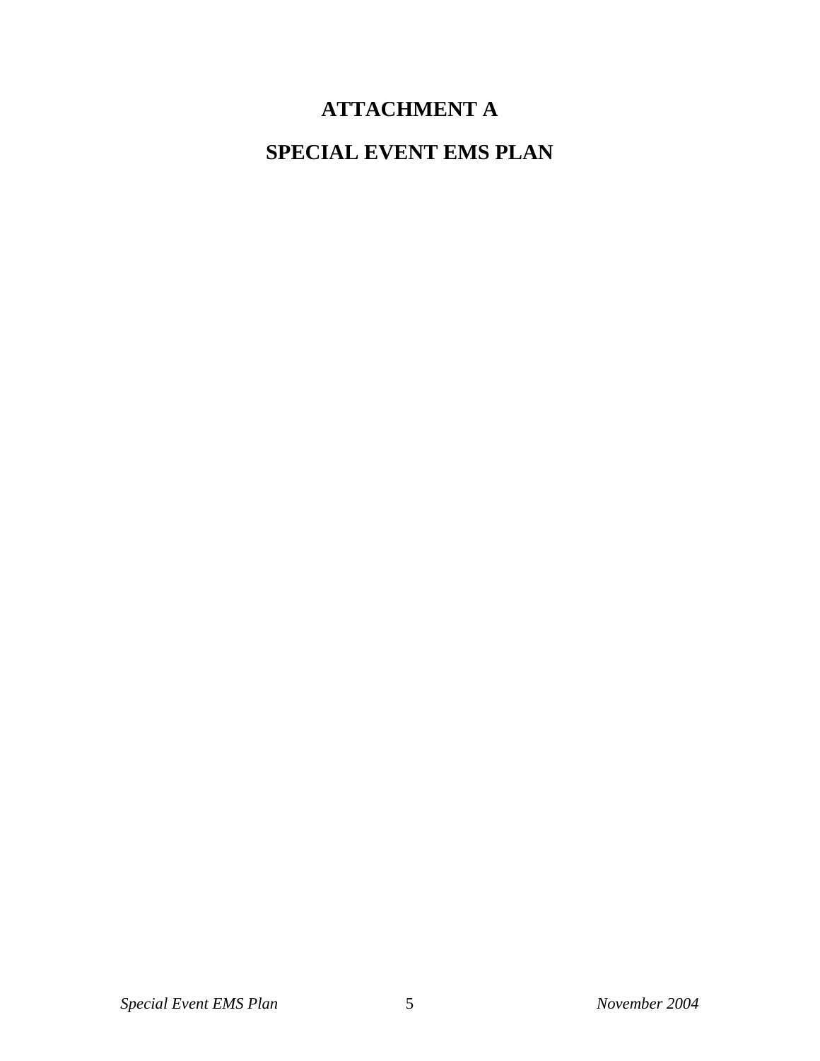# ATTACHMENT A

# SPECIAL EVENT EMS PLAN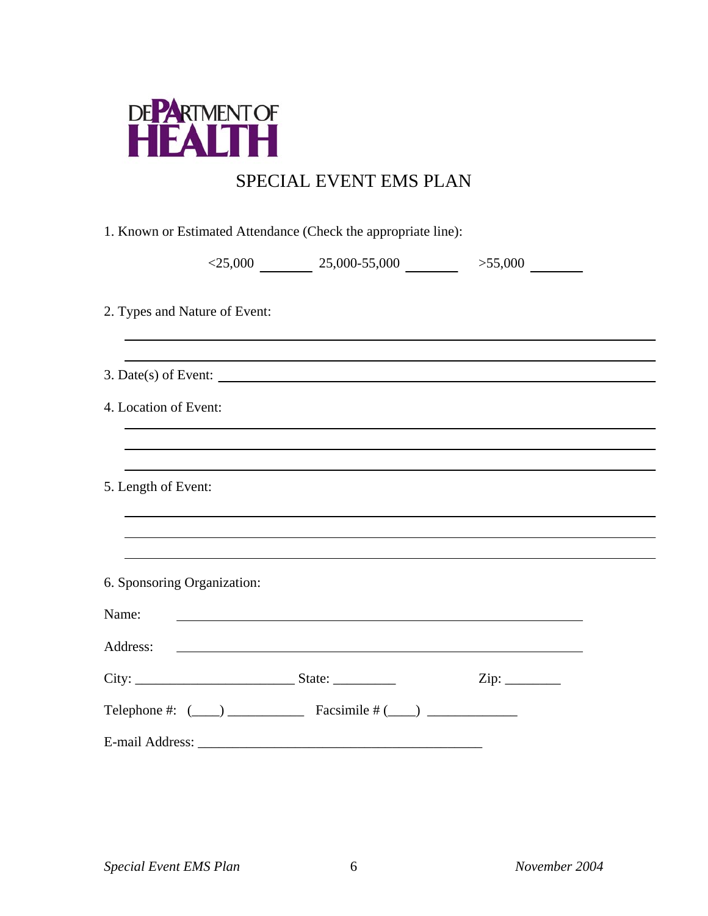DEPARTMENT OF HEALTH

# SPECIAL EVENT EMS PLAN

1. Known or Estimated Attendance (Check the appropriate line):

   <25,000 ________ 25,000-55,000 ________ >55,000 ________

2. Types and Nature of Event:

   ______________________________________________________________________

   ______________________________________________________________________

3. Date(s) of Event: ______________________________________________________

4. Location of Event:

   ______________________________________________________________________

   ______________________________________________________________________

   ______________________________________________________________________

5. Length of Event:

   ______________________________________________________________________

   ______________________________________________________________________

   ______________________________________________________________________

6. Sponsoring Organization:

Name: ____________________________________________________

Address: __________________________________________________

City: _______________________ State: _________ Zip: ________

Telephone #: (____) ___________ Facsimile # (____) _____________

E-mail Address: __________________________________________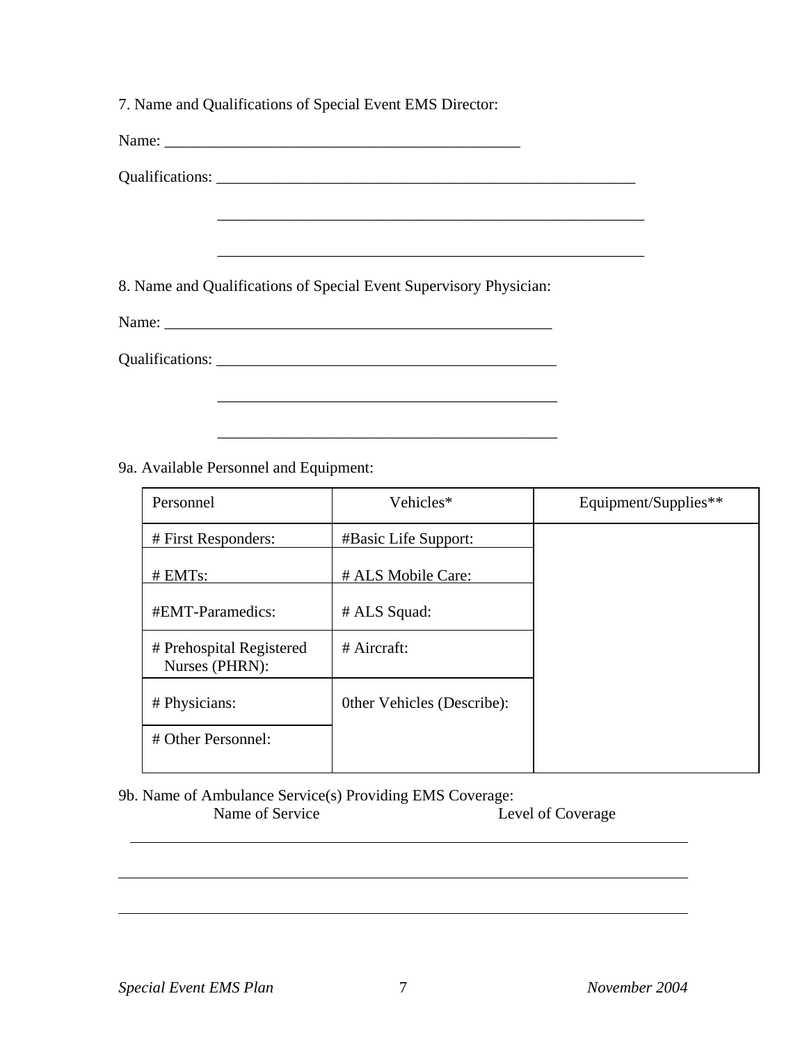7. Name and Qualifications of Special Event EMS Director:

Name: _______________________________________________

Qualifications: ________________________________________________________

________________________________________________________

________________________________________________________

8. Name and Qualifications of Special Event Supervisory Physician:

Name: ___________________________________________________

Qualifications: _____________________________________________

_____________________________________________

_____________________________________________

9a. Available Personnel and Equipment:

| Personnel | Vehicles* | Equipment/Supplies** |
|---|---|---|
| # First Responders: | #Basic Life Support: | |
| # EMTs: | # ALS Mobile Care: | |
| #EMT-Paramedics: | # ALS Squad: | |
| # Prehospital Registered Nurses (PHRN): | # Aircraft: | |
| # Physicians: | 0ther Vehicles (Describe): | |
| # Other Personnel: | | |

9b. Name of Ambulance Service(s) Providing EMS Coverage:

Name of Service — Level of Coverage

___________________________________________________________________________

___________________________________________________________________________

___________________________________________________________________________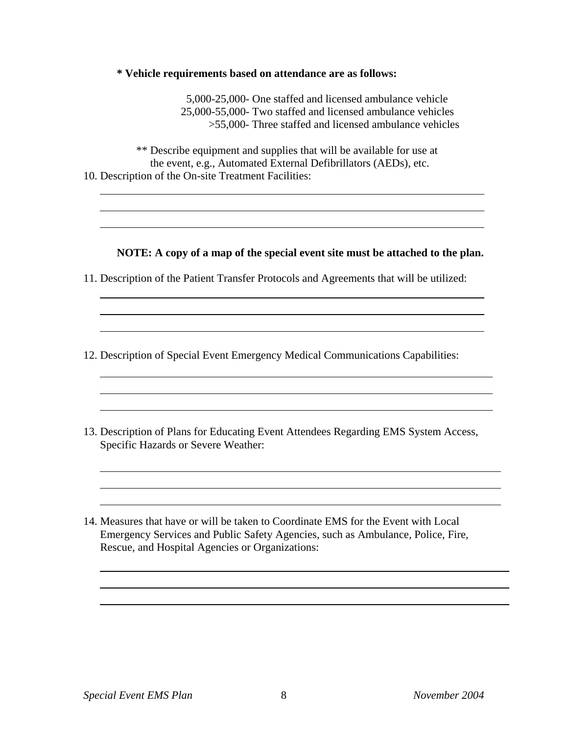**\* Vehicle requirements based on attendance are as follows:**

5,000-25,000- One staffed and licensed ambulance vehicle
25,000-55,000- Two staffed and licensed ambulance vehicles
>55,000- Three staffed and licensed ambulance vehicles

** Describe equipment and supplies that will be available for use at the event, e.g., Automated External Defibrillators (AEDs), etc.

10. Description of the On-site Treatment Facilities:

______________________________________________________________________

______________________________________________________________________

______________________________________________________________________

**NOTE: A copy of a map of the special event site must be attached to the plan.**

11. Description of the Patient Transfer Protocols and Agreements that will be utilized:

______________________________________________________________________

______________________________________________________________________

______________________________________________________________________

12. Description of Special Event Emergency Medical Communications Capabilities:

______________________________________________________________________

______________________________________________________________________

______________________________________________________________________

13. Description of Plans for Educating Event Attendees Regarding EMS System Access, Specific Hazards or Severe Weather:

______________________________________________________________________

______________________________________________________________________

______________________________________________________________________

14. Measures that have or will be taken to Coordinate EMS for the Event with Local Emergency Services and Public Safety Agencies, such as Ambulance, Police, Fire, Rescue, and Hospital Agencies or Organizations:

______________________________________________________________________

______________________________________________________________________

______________________________________________________________________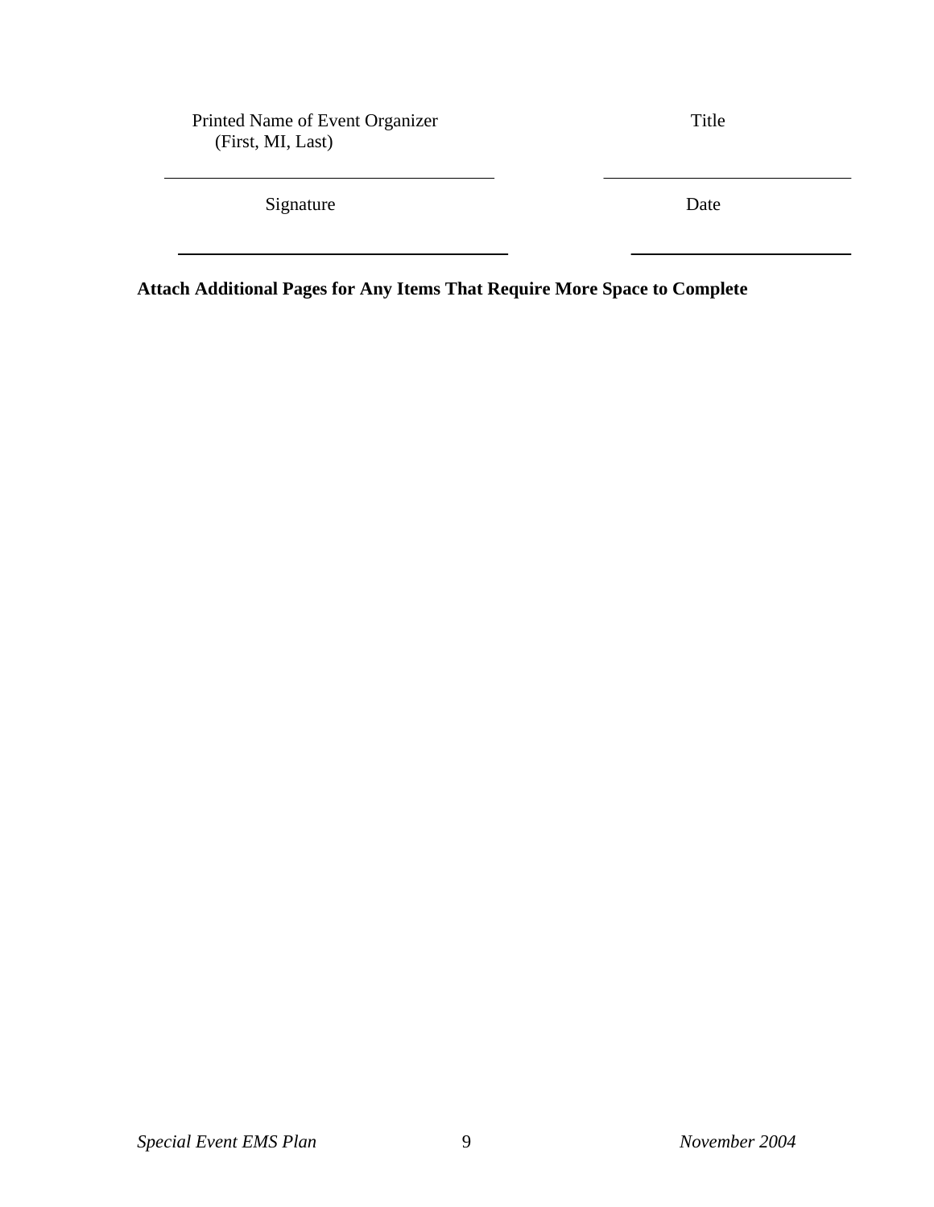Printed Name of Event Organizer (First, MI, Last) | Title

\_\_\_\_\_\_\_\_\_\_\_\_\_\_\_\_\_\_\_\_\_\_\_\_\_\_\_\_\_\_\_\_\_\_\_\_ | \_\_\_\_\_\_\_\_\_\_\_\_\_\_\_\_\_\_\_\_\_\_\_\_\_\_

Signature | Date

\_\_\_\_\_\_\_\_\_\_\_\_\_\_\_\_\_\_\_\_\_\_\_\_\_\_\_\_\_\_\_\_\_\_\_\_ | \_\_\_\_\_\_\_\_\_\_\_\_\_\_\_\_\_\_\_\_\_\_\_\_\_\_

**Attach Additional Pages for Any Items That Require More Space to Complete**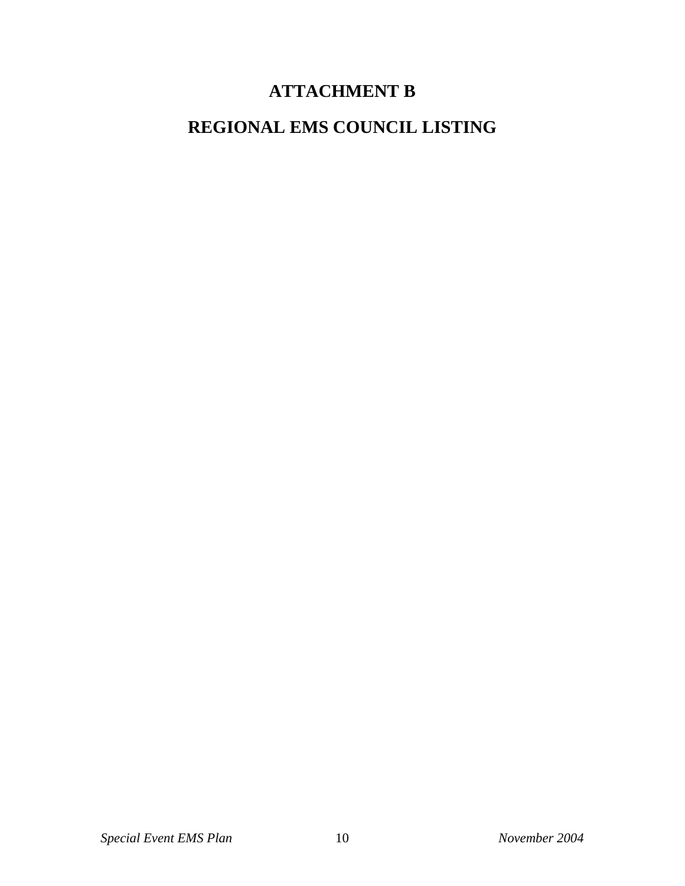# ATTACHMENT B

# REGIONAL EMS COUNCIL LISTING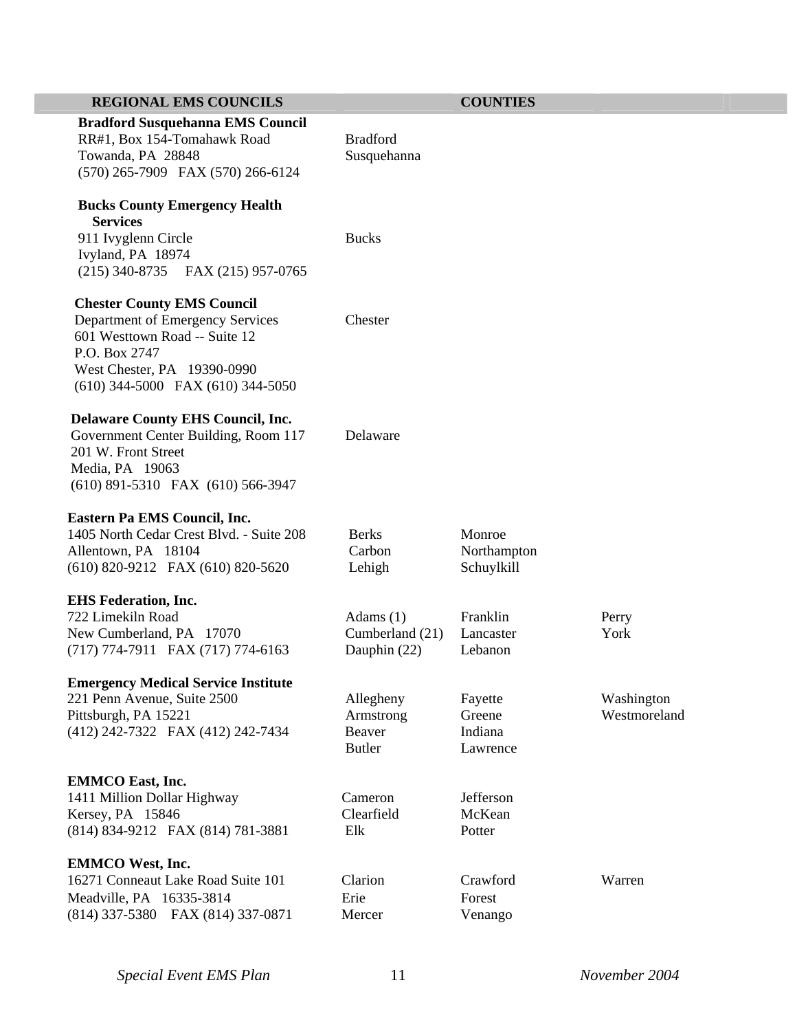| REGIONAL EMS COUNCILS | COUNTIES | | |
|---|---|---|---|
| **Bradford Susquehanna EMS Council**<br>RR#1, Box 154-Tomahawk Road<br>Towanda, PA 28848<br>(570) 265-7909 FAX (570) 266-6124 | Bradford<br>Susquehanna | | |
| **Bucks County Emergency Health Services**<br>911 Ivyglenn Circle<br>Ivyland, PA 18974<br>(215) 340-8735 FAX (215) 957-0765 | Bucks | | |
| **Chester County EMS Council**<br>Department of Emergency Services<br>601 Westtown Road -- Suite 12<br>P.O. Box 2747<br>West Chester, PA 19390-0990<br>(610) 344-5000 FAX (610) 344-5050 | Chester | | |
| **Delaware County EHS Council, Inc.**<br>Government Center Building, Room 117<br>201 W. Front Street<br>Media, PA 19063<br>(610) 891-5310 FAX (610) 566-3947 | Delaware | | |
| **Eastern Pa EMS Council, Inc.**<br>1405 North Cedar Crest Blvd. - Suite 208<br>Allentown, PA 18104<br>(610) 820-9212 FAX (610) 820-5620 | Berks<br>Carbon<br>Lehigh | Monroe<br>Northampton<br>Schuylkill | |
| **EHS Federation, Inc.**<br>722 Limekiln Road<br>New Cumberland, PA 17070<br>(717) 774-7911 FAX (717) 774-6163 | Adams (1)<br>Cumberland (21)<br>Dauphin (22) | Franklin<br>Lancaster<br>Lebanon | Perry<br>York |
| **Emergency Medical Service Institute**<br>221 Penn Avenue, Suite 2500<br>Pittsburgh, PA 15221<br>(412) 242-7322 FAX (412) 242-7434 | Allegheny<br>Armstrong<br>Beaver<br>Butler | Fayette<br>Greene<br>Indiana<br>Lawrence | Washington<br>Westmoreland |
| **EMMCO East, Inc.**<br>1411 Million Dollar Highway<br>Kersey, PA 15846<br>(814) 834-9212 FAX (814) 781-3881 | Cameron<br>Clearfield<br>Elk | Jefferson<br>McKean<br>Potter | |
| **EMMCO West, Inc.**<br>16271 Conneaut Lake Road Suite 101<br>Meadville, PA 16335-3814<br>(814) 337-5380 FAX (814) 337-0871 | Clarion<br>Erie<br>Mercer | Crawford<br>Forest<br>Venango | Warren |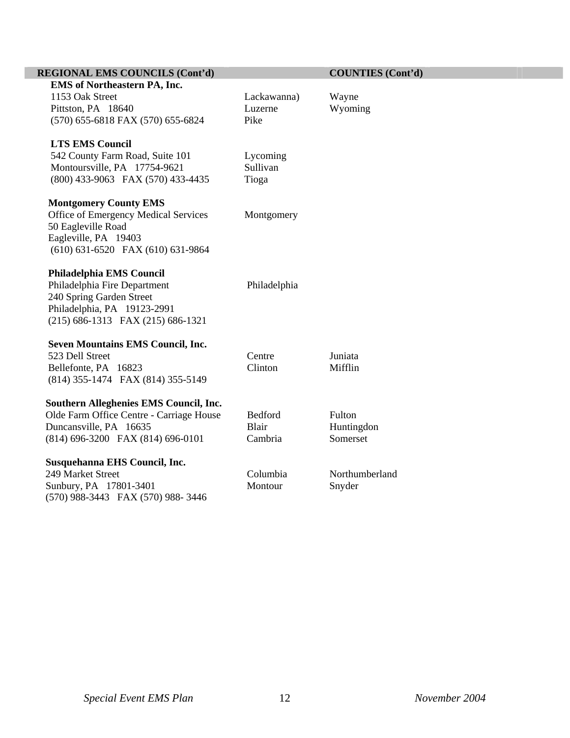| REGIONAL EMS COUNCILS (Cont'd) | | COUNTIES (Cont'd) |
|---|---|---|
| **EMS of Northeastern PA, Inc.**<br>1153 Oak Street<br>Pittston, PA 18640<br>(570) 655-6818 FAX (570) 655-6824 | Lackawanna)<br>Luzerne<br>Pike | Wayne<br>Wyoming |
| **LTS EMS Council**<br>542 County Farm Road, Suite 101<br>Montoursville, PA 17754-9621<br>(800) 433-9063 FAX (570) 433-4435 | Lycoming<br>Sullivan<br>Tioga | |
| **Montgomery County EMS**<br>Office of Emergency Medical Services<br>50 Eagleville Road<br>Eagleville, PA 19403<br>(610) 631-6520 FAX (610) 631-9864 | Montgomery | |
| **Philadelphia EMS Council**<br>Philadelphia Fire Department<br>240 Spring Garden Street<br>Philadelphia, PA 19123-2991<br>(215) 686-1313 FAX (215) 686-1321 | Philadelphia | |
| **Seven Mountains EMS Council, Inc.**<br>523 Dell Street<br>Bellefonte, PA 16823<br>(814) 355-1474 FAX (814) 355-5149 | Centre<br>Clinton | Juniata<br>Mifflin |
| **Southern Alleghenies EMS Council, Inc.**<br>Olde Farm Office Centre - Carriage House<br>Duncansville, PA 16635<br>(814) 696-3200 FAX (814) 696-0101 | Bedford<br>Blair<br>Cambria | Fulton<br>Huntingdon<br>Somerset |
| **Susquehanna EHS Council, Inc.**<br>249 Market Street<br>Sunbury, PA 17801-3401<br>(570) 988-3443 FAX (570) 988- 3446 | Columbia<br>Montour | Northumberland<br>Snyder |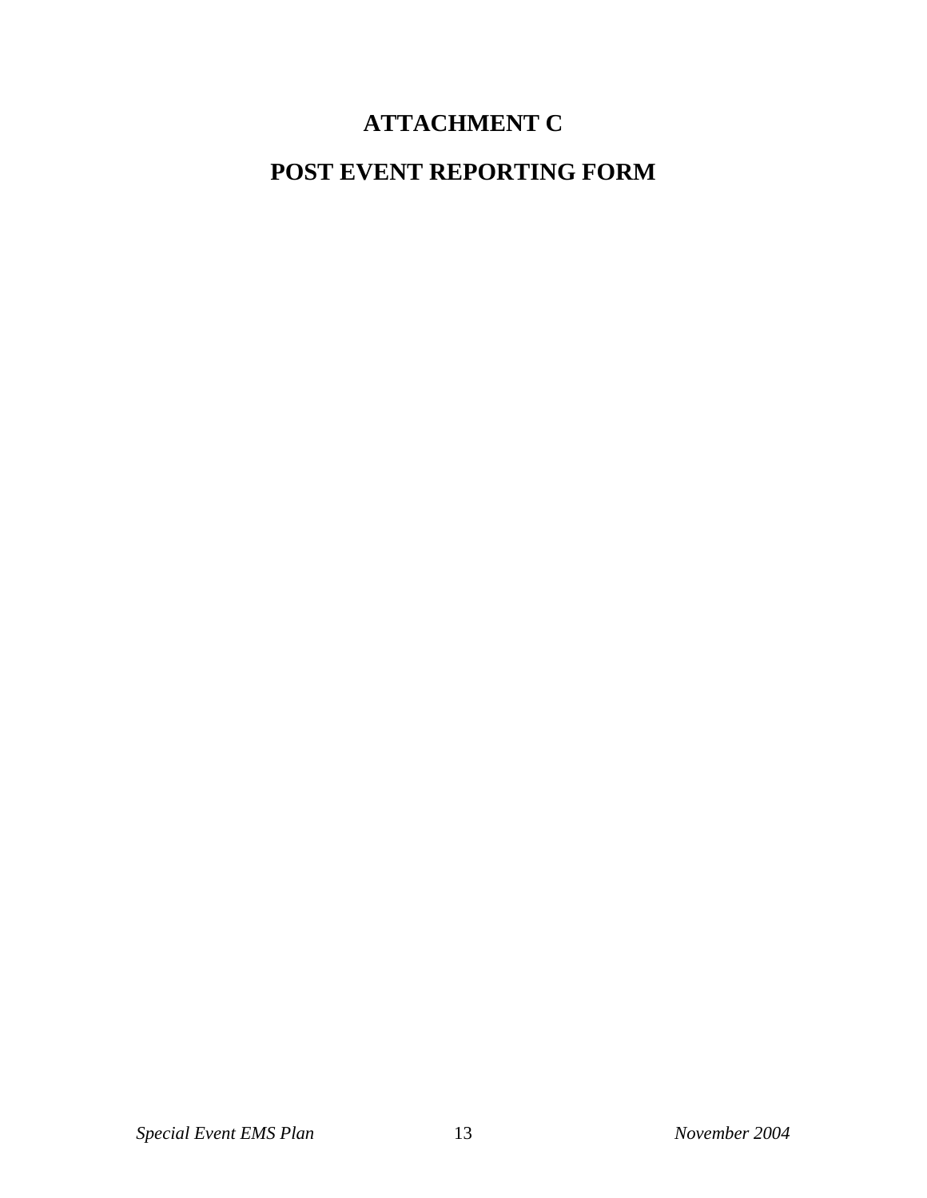# ATTACHMENT C

# POST EVENT REPORTING FORM